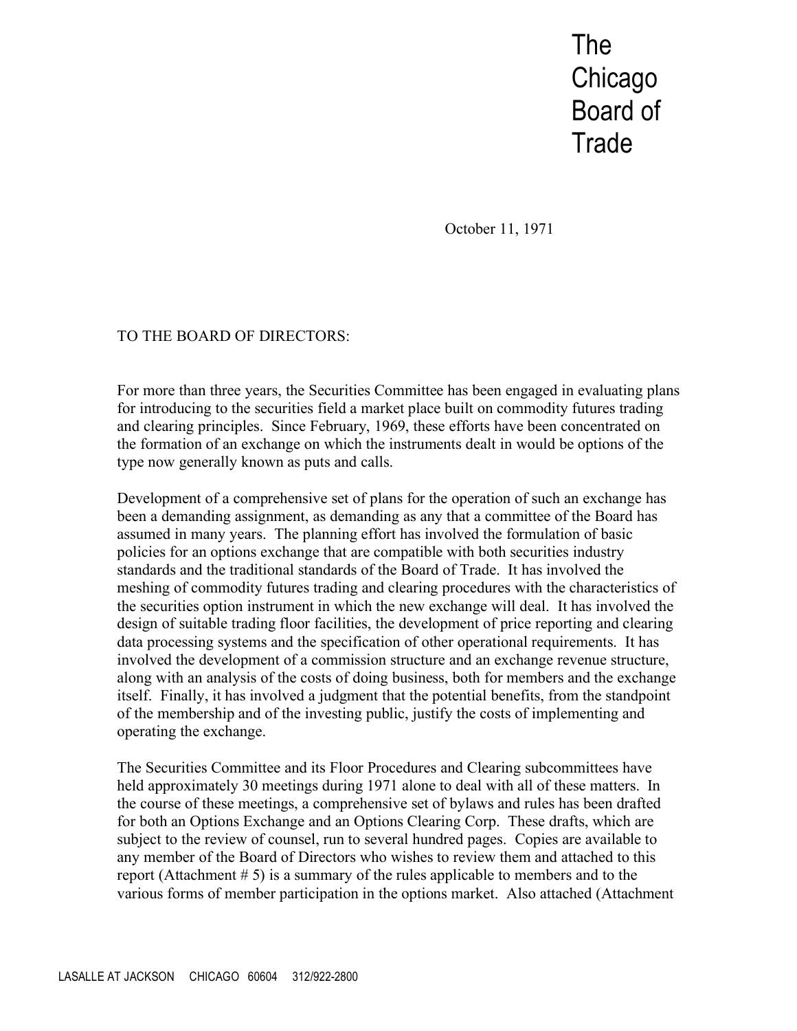# The Chicago Board of Trade

October 11, 1971

TO THE BOARD OF DIRECTORS:

For more than three years, the Securities Committee has been engaged in evaluating plans for introducing to the securities field a market place built on commodity futures trading and clearing principles. Since February, 1969, these efforts have been concentrated on the formation of an exchange on which the instruments dealt in would be options of the type now generally known as puts and calls.

Development of a comprehensive set of plans for the operation of such an exchange has been a demanding assignment, as demanding as any that a committee of the Board has assumed in many years. The planning effort has involved the formulation of basic policies for an options exchange that are compatible with both securities industry standards and the traditional standards of the Board of Trade. It has involved the meshing of commodity futures trading and clearing procedures with the characteristics of the securities option instrument in which the new exchange will deal. It has involved the design of suitable trading floor facilities, the development of price reporting and clearing data processing systems and the specification of other operational requirements. It has involved the development of a commission structure and an exchange revenue structure, along with an analysis of the costs of doing business, both for members and the exchange itself. Finally, it has involved a judgment that the potential benefits, from the standpoint of the membership and of the investing public, justify the costs of implementing and operating the exchange.

The Securities Committee and its Floor Procedures and Clearing subcommittees have held approximately 30 meetings during 1971 alone to deal with all of these matters. In the course of these meetings, a comprehensive set of bylaws and rules has been drafted for both an Options Exchange and an Options Clearing Corp. These drafts, which are subject to the review of counsel, run to several hundred pages. Copies are available to any member of the Board of Directors who wishes to review them and attached to this report (Attachment # 5) is a summary of the rules applicable to members and to the various forms of member participation in the options market. Also attached (Attachment

LASALLE AT JACKSON CHICAGO 60604 312/922-2800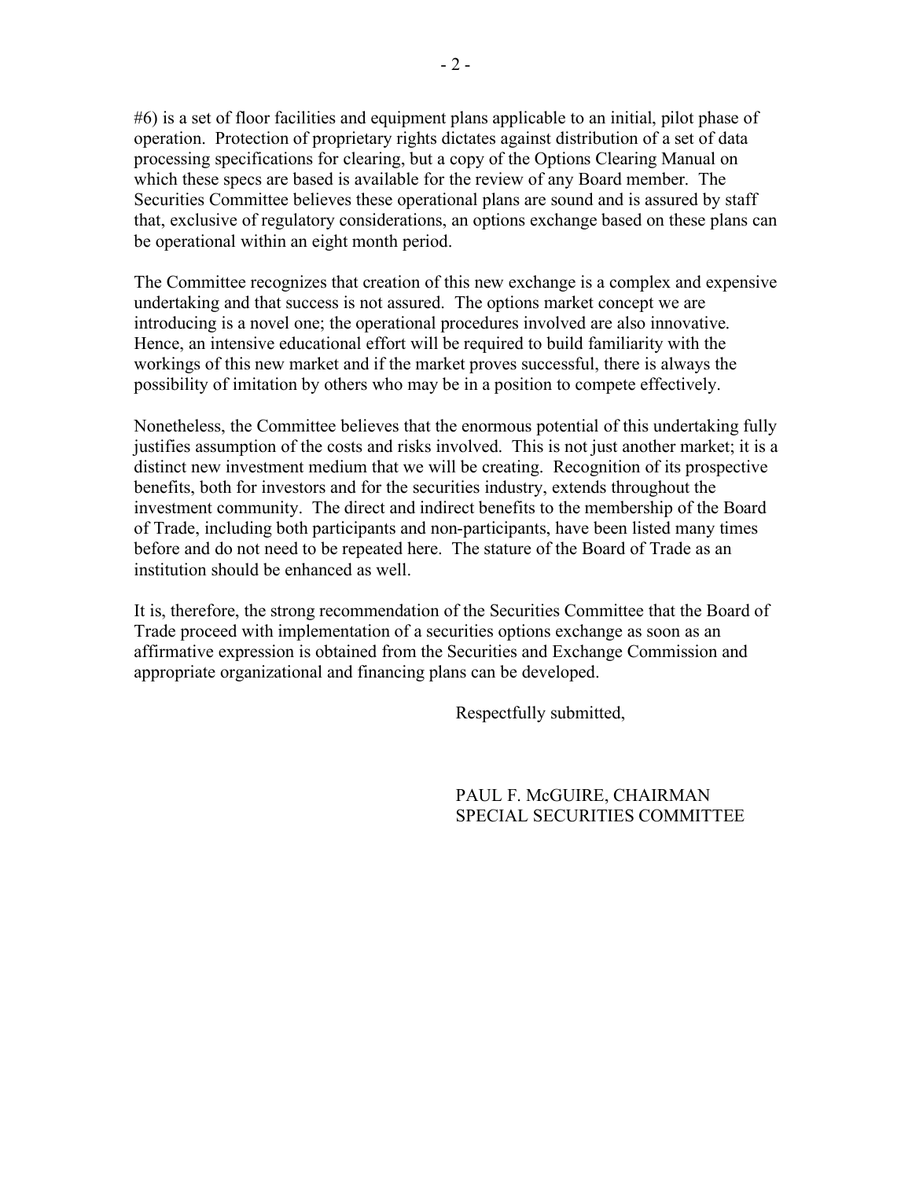#6) is a set of floor facilities and equipment plans applicable to an initial, pilot phase of operation. Protection of proprietary rights dictates against distribution of a set of data processing specifications for clearing, but a copy of the Options Clearing Manual on which these specs are based is available for the review of any Board member. The Securities Committee believes these operational plans are sound and is assured by staff that, exclusive of regulatory considerations, an options exchange based on these plans can be operational within an eight month period.

The Committee recognizes that creation of this new exchange is a complex and expensive undertaking and that success is not assured. The options market concept we are introducing is a novel one; the operational procedures involved are also innovative. Hence, an intensive educational effort will be required to build familiarity with the workings of this new market and if the market proves successful, there is always the possibility of imitation by others who may be in a position to compete effectively.

Nonetheless, the Committee believes that the enormous potential of this undertaking fully justifies assumption of the costs and risks involved. This is not just another market; it is a distinct new investment medium that we will be creating. Recognition of its prospective benefits, both for investors and for the securities industry, extends throughout the investment community. The direct and indirect benefits to the membership of the Board of Trade, including both participants and non-participants, have been listed many times before and do not need to be repeated here. The stature of the Board of Trade as an institution should be enhanced as well.

It is, therefore, the strong recommendation of the Securities Committee that the Board of Trade proceed with implementation of a securities options exchange as soon as an affirmative expression is obtained from the Securities and Exchange Commission and appropriate organizational and financing plans can be developed.

Respectfully submitted,

PAUL F. McGUIRE, CHAIRMAN
SPECIAL SECURITIES COMMITTEE